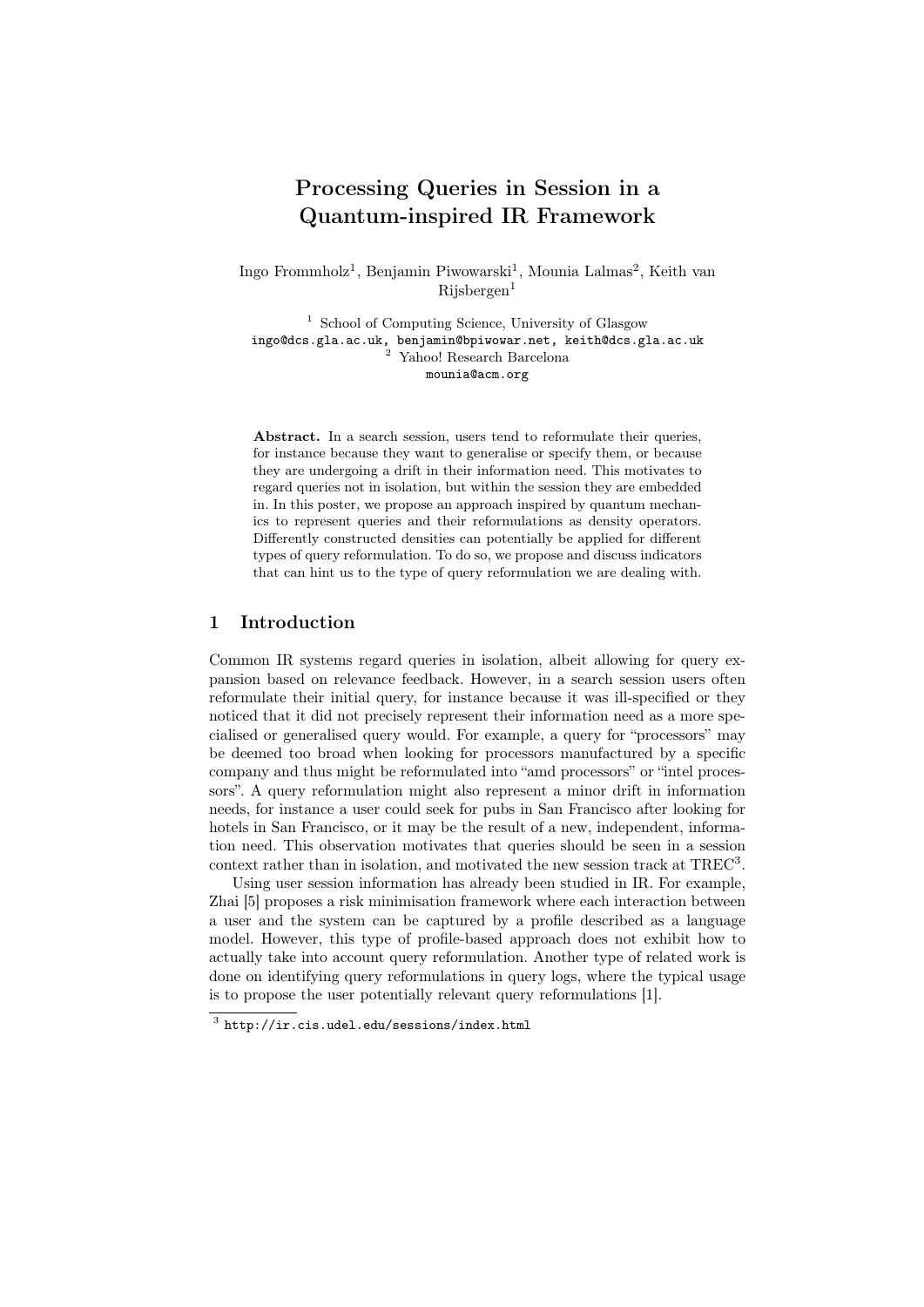# Processing Queries in Session in a Quantum-inspired IR Framework

Ingo Frommholz[1], Benjamin Piwowarski[1], Mounia Lalmas[2], Keith van Rijsbergen[1]

[1] School of Computing Science, University of Glasgow
ingo@dcs.gla.ac.uk, benjamin@bpiwowar.net, keith@dcs.gla.ac.uk
[2] Yahoo! Research Barcelona
mounia@acm.org

**Abstract.** In a search session, users tend to reformulate their queries, for instance because they want to generalise or specify them, or because they are undergoing a drift in their information need. This motivates to regard queries not in isolation, but within the session they are embedded in. In this poster, we propose an approach inspired by quantum mechanics to represent queries and their reformulations as density operators. Differently constructed densities can potentially be applied for different types of query reformulation. To do so, we propose and discuss indicators that can hint us to the type of query reformulation we are dealing with.

## 1 Introduction

Common IR systems regard queries in isolation, albeit allowing for query expansion based on relevance feedback. However, in a search session users often reformulate their initial query, for instance because it was ill-specified or they noticed that it did not precisely represent their information need as a more specialised or generalised query would. For example, a query for "processors" may be deemed too broad when looking for processors manufactured by a specific company and thus might be reformulated into "amd processors" or "intel processors". A query reformulation might also represent a minor drift in information needs, for instance a user could seek for pubs in San Francisco after looking for hotels in San Francisco, or it may be the result of a new, independent, information need. This observation motivates that queries should be seen in a session context rather than in isolation, and motivated the new session track at TREC[3].

Using user session information has already been studied in IR. For example, Zhai [5] proposes a risk minimisation framework where each interaction between a user and the system can be captured by a profile described as a language model. However, this type of profile-based approach does not exhibit how to actually take into account query reformulation. Another type of related work is done on identifying query reformulations in query logs, where the typical usage is to propose the user potentially relevant query reformulations [1].

[3] http://ir.cis.udel.edu/sessions/index.html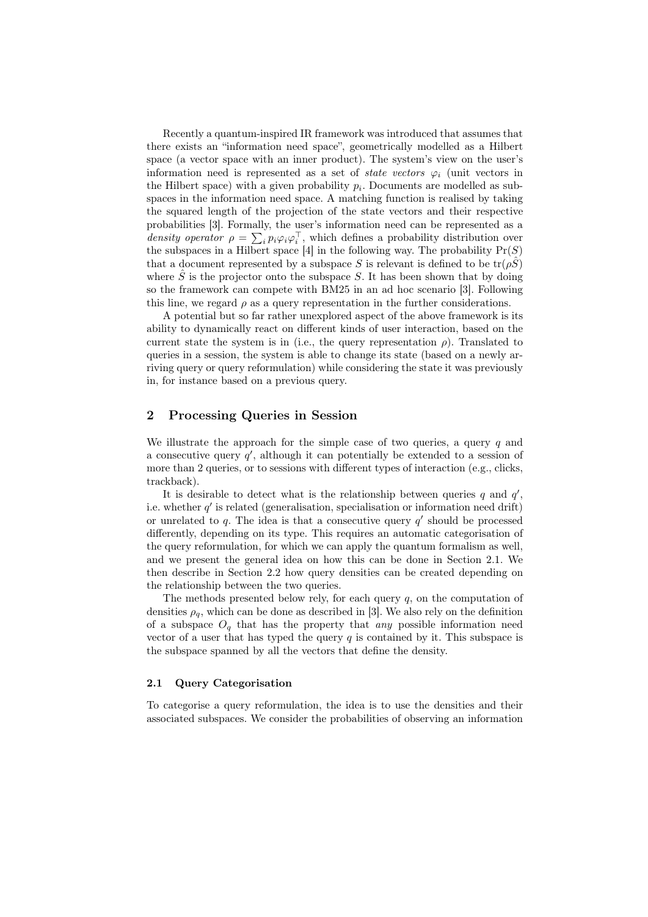Recently a quantum-inspired IR framework was introduced that assumes that there exists an "information need space", geometrically modelled as a Hilbert space (a vector space with an inner product). The system's view on the user's information need is represented as a set of *state vectors* $\varphi_i$ (unit vectors in the Hilbert space) with a given probability $p_i$. Documents are modelled as subspaces in the information need space. A matching function is realised by taking the squared length of the projection of the state vectors and their respective probabilities [3]. Formally, the user's information need can be represented as a *density operator* $\rho = \sum_i p_i \varphi_i \varphi_i^\top$, which defines a probability distribution over the subspaces in a Hilbert space [4] in the following way. The probability $\Pr(S)$ that a document represented by a subspace $S$ is relevant is defined to be $\operatorname{tr}(\rho \hat{S})$ where $\hat{S}$ is the projector onto the subspace $S$. It has been shown that by doing so the framework can compete with BM25 in an ad hoc scenario [3]. Following this line, we regard $\rho$ as a query representation in the further considerations.

A potential but so far rather unexplored aspect of the above framework is its ability to dynamically react on different kinds of user interaction, based on the current state the system is in (i.e., the query representation $\rho$). Translated to queries in a session, the system is able to change its state (based on a newly arriving query or query reformulation) while considering the state it was previously in, for instance based on a previous query.

## 2 Processing Queries in Session

We illustrate the approach for the simple case of two queries, a query $q$ and a consecutive query $q'$, although it can potentially be extended to a session of more than 2 queries, or to sessions with different types of interaction (e.g., clicks, trackback).

It is desirable to detect what is the relationship between queries $q$ and $q'$, i.e. whether $q'$ is related (generalisation, specialisation or information need drift) or unrelated to $q$. The idea is that a consecutive query $q'$ should be processed differently, depending on its type. This requires an automatic categorisation of the query reformulation, for which we can apply the quantum formalism as well, and we present the general idea on how this can be done in Section 2.1. We then describe in Section 2.2 how query densities can be created depending on the relationship between the two queries.

The methods presented below rely, for each query $q$, on the computation of densities $\rho_q$, which can be done as described in [3]. We also rely on the definition of a subspace $O_q$ that has the property that *any* possible information need vector of a user that has typed the query $q$ is contained by it. This subspace is the subspace spanned by all the vectors that define the density.

### 2.1 Query Categorisation

To categorise a query reformulation, the idea is to use the densities and their associated subspaces. We consider the probabilities of observing an information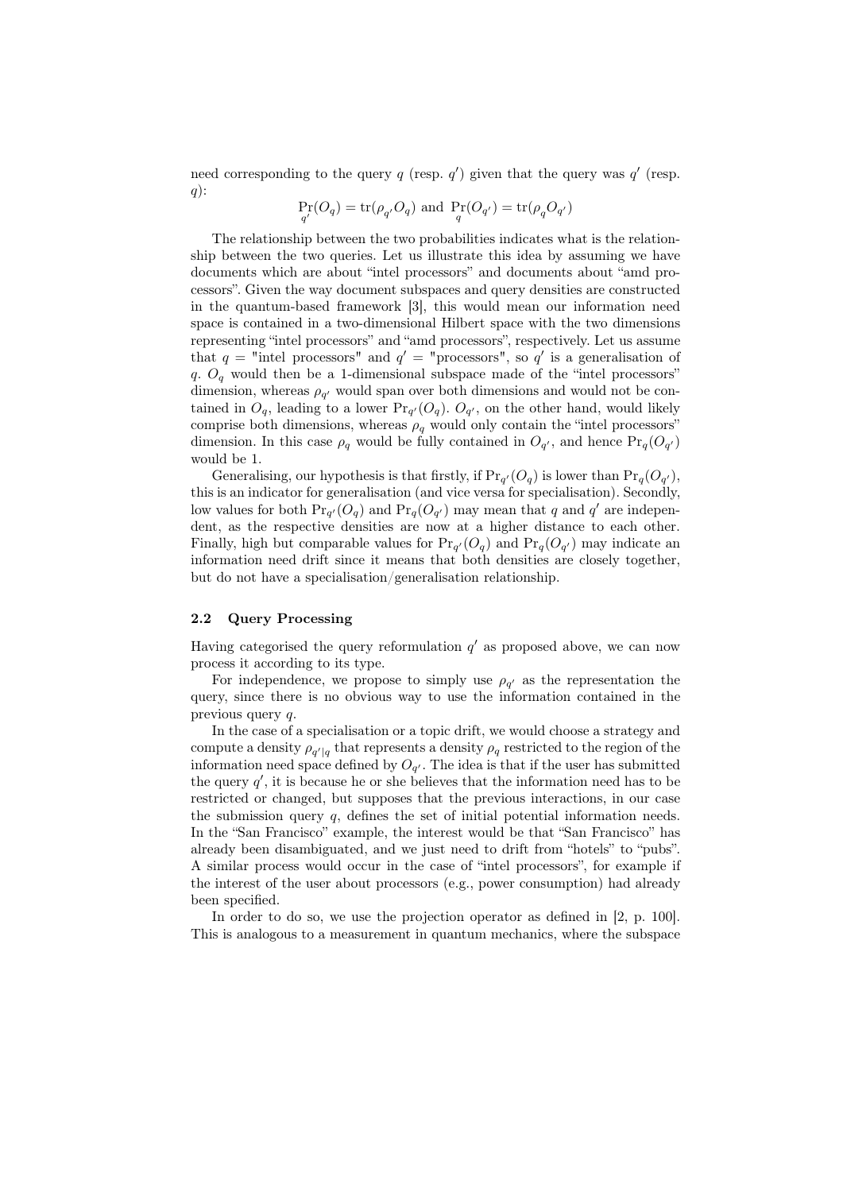need corresponding to the query $q$ (resp. $q'$) given that the query was $q'$ (resp. $q$):

$$\Pr_{q'}(O_q) = \mathrm{tr}(\rho_{q'} O_q) \text{ and } \Pr_{q}(O_{q'}) = \mathrm{tr}(\rho_{q} O_{q'})$$

The relationship between the two probabilities indicates what is the relationship between the two queries. Let us illustrate this idea by assuming we have documents which are about "intel processors" and documents about "amd processors". Given the way document subspaces and query densities are constructed in the quantum-based framework [3], this would mean our information need space is contained in a two-dimensional Hilbert space with the two dimensions representing "intel processors" and "amd processors", respectively. Let us assume that $q$ = "intel processors" and $q'$ = "processors", so $q'$ is a generalisation of $q$. $O_q$ would then be a 1-dimensional subspace made of the "intel processors" dimension, whereas $\rho_{q'}$ would span over both dimensions and would not be contained in $O_q$, leading to a lower $\Pr_{q'}(O_q)$. $O_{q'}$, on the other hand, would likely comprise both dimensions, whereas $\rho_q$ would only contain the "intel processors" dimension. In this case $\rho_q$ would be fully contained in $O_{q'}$, and hence $\Pr_q(O_{q'})$ would be 1.

Generalising, our hypothesis is that firstly, if $\Pr_{q'}(O_q)$ is lower than $\Pr_q(O_{q'})$, this is an indicator for generalisation (and vice versa for specialisation). Secondly, low values for both $\Pr_{q'}(O_q)$ and $\Pr_q(O_{q'})$ may mean that $q$ and $q'$ are independent, as the respective densities are now at a higher distance to each other. Finally, high but comparable values for $\Pr_{q'}(O_q)$ and $\Pr_q(O_{q'})$ may indicate an information need drift since it means that both densities are closely together, but do not have a specialisation/generalisation relationship.

### 2.2 Query Processing

Having categorised the query reformulation $q'$ as proposed above, we can now process it according to its type.

For independence, we propose to simply use $\rho_{q'}$ as the representation the query, since there is no obvious way to use the information contained in the previous query $q$.

In the case of a specialisation or a topic drift, we would choose a strategy and compute a density $\rho_{q'|q}$ that represents a density $\rho_q$ restricted to the region of the information need space defined by $O_{q'}$. The idea is that if the user has submitted the query $q'$, it is because he or she believes that the information need has to be restricted or changed, but supposes that the previous interactions, in our case the submission query $q$, defines the set of initial potential information needs. In the "San Francisco" example, the interest would be that "San Francisco" has already been disambiguated, and we just need to drift from "hotels" to "pubs". A similar process would occur in the case of "intel processors", for example if the interest of the user about processors (e.g., power consumption) had already been specified.

In order to do so, we use the projection operator as defined in [2, p. 100]. This is analogous to a measurement in quantum mechanics, where the subspace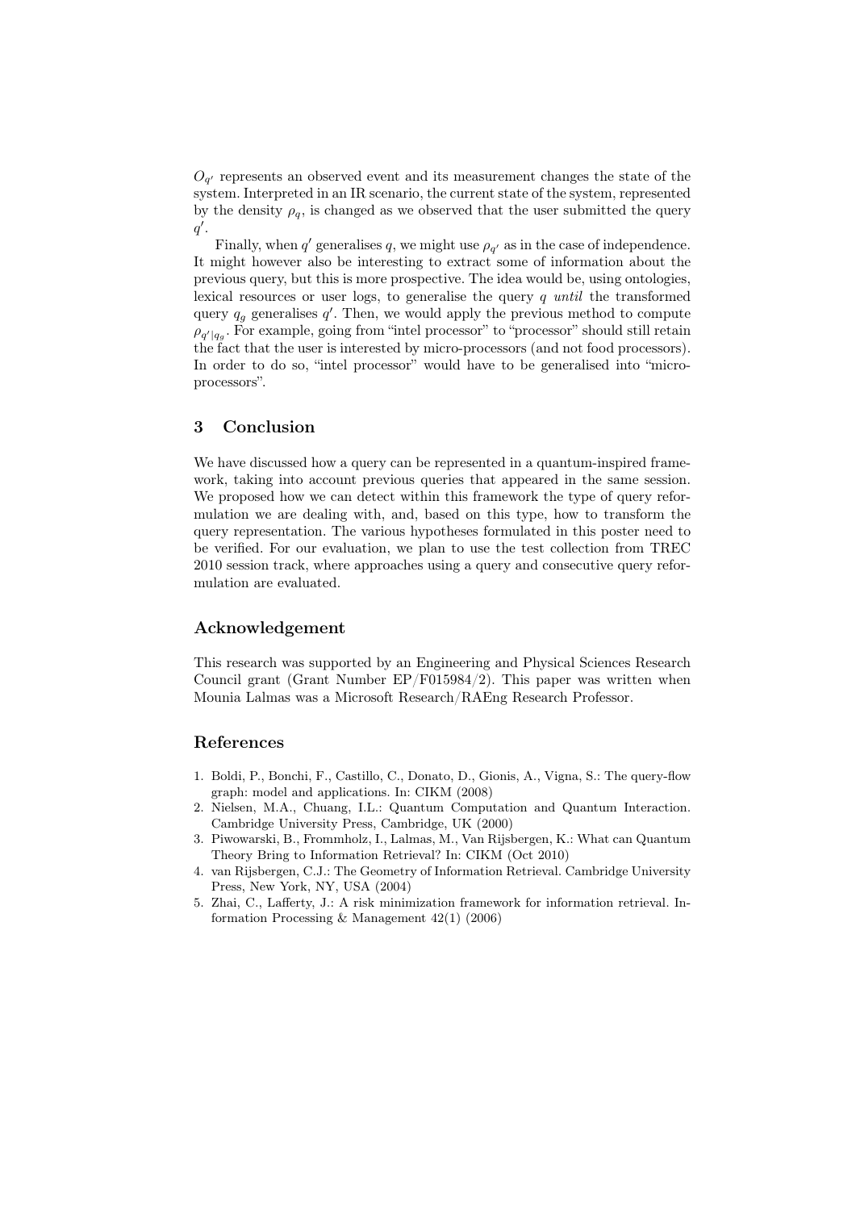$O_{q'}$ represents an observed event and its measurement changes the state of the system. Interpreted in an IR scenario, the current state of the system, represented by the density $\rho_q$, is changed as we observed that the user submitted the query $q'$.

Finally, when $q'$ generalises $q$, we might use $\rho_{q'}$ as in the case of independence. It might however also be interesting to extract some of information about the previous query, but this is more prospective. The idea would be, using ontologies, lexical resources or user logs, to generalise the query $q$ *until* the transformed query $q_g$ generalises $q'$. Then, we would apply the previous method to compute $\rho_{q'|q_g}$. For example, going from "intel processor" to "processor" should still retain the fact that the user is interested by micro-processors (and not food processors). In order to do so, "intel processor" would have to be generalised into "micro-processors".

## 3 Conclusion

We have discussed how a query can be represented in a quantum-inspired framework, taking into account previous queries that appeared in the same session. We proposed how we can detect within this framework the type of query reformulation we are dealing with, and, based on this type, how to transform the query representation. The various hypotheses formulated in this poster need to be verified. For our evaluation, we plan to use the test collection from TREC 2010 session track, where approaches using a query and consecutive query reformulation are evaluated.

## Acknowledgement

This research was supported by an Engineering and Physical Sciences Research Council grant (Grant Number EP/F015984/2). This paper was written when Mounia Lalmas was a Microsoft Research/RAEng Research Professor.

## References

1. Boldi, P., Bonchi, F., Castillo, C., Donato, D., Gionis, A., Vigna, S.: The query-flow graph: model and applications. In: CIKM (2008)
2. Nielsen, M.A., Chuang, I.L.: Quantum Computation and Quantum Interaction. Cambridge University Press, Cambridge, UK (2000)
3. Piwowarski, B., Frommholz, I., Lalmas, M., Van Rijsbergen, K.: What can Quantum Theory Bring to Information Retrieval? In: CIKM (Oct 2010)
4. van Rijsbergen, C.J.: The Geometry of Information Retrieval. Cambridge University Press, New York, NY, USA (2004)
5. Zhai, C., Lafferty, J.: A risk minimization framework for information retrieval. Information Processing & Management 42(1) (2006)